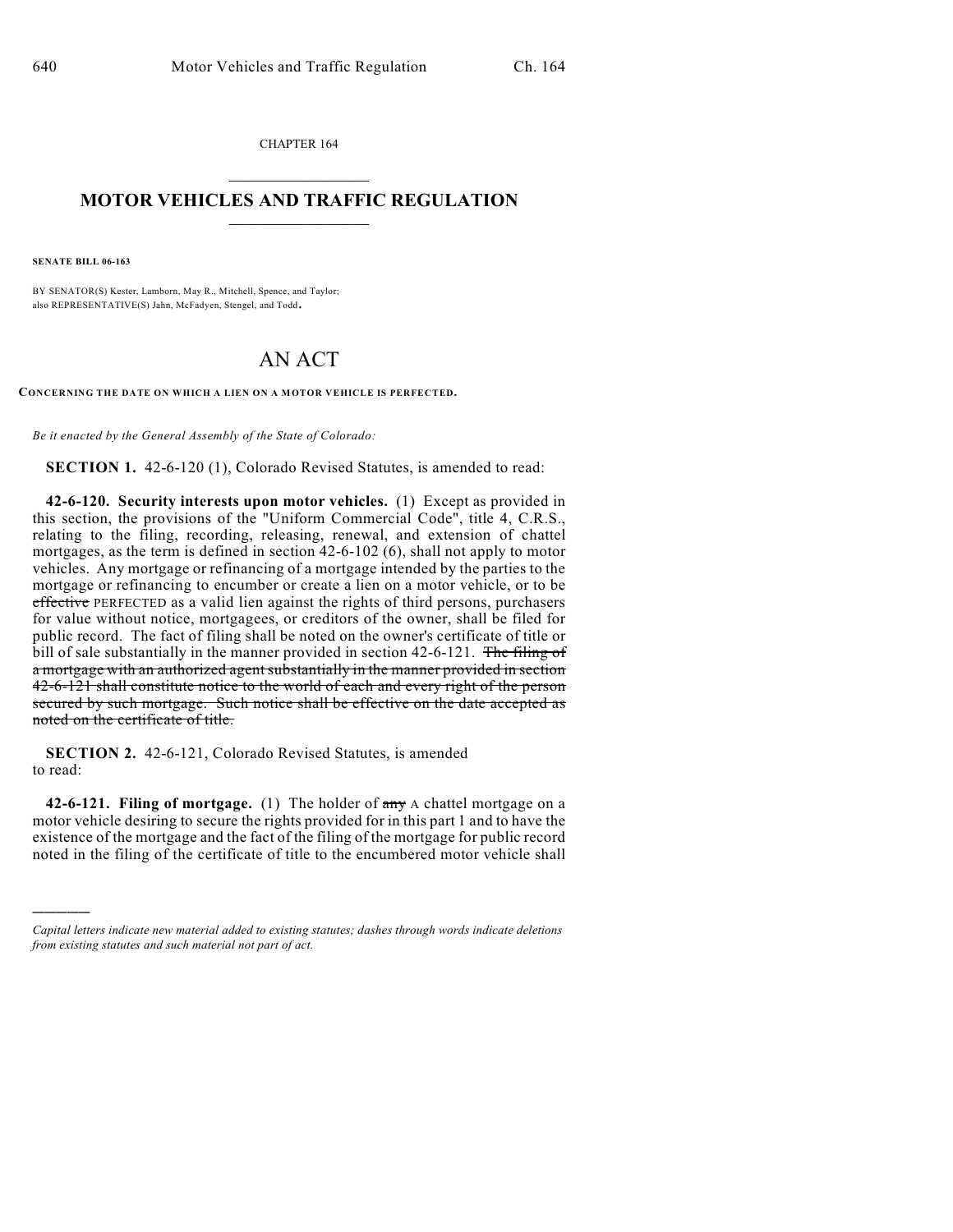CHAPTER 164

# MOTOR VEHICLES AND TRAFFIC REGULATION

**SENATE BILL 06-163**

BY SENATOR(S) Kester, Lamborn, May R., Mitchell, Spence, and Taylor;
also REPRESENTATIVE(S) Jahn, McFadyen, Stengel, and Todd.

# AN ACT

**CONCERNING THE DATE ON WHICH A LIEN ON A MOTOR VEHICLE IS PERFECTED.**

*Be it enacted by the General Assembly of the State of Colorado:*

**SECTION 1.** 42-6-120 (1), Colorado Revised Statutes, is amended to read:

**42-6-120. Security interests upon motor vehicles.** (1) Except as provided in this section, the provisions of the "Uniform Commercial Code", title 4, C.R.S., relating to the filing, recording, releasing, renewal, and extension of chattel mortgages, as the term is defined in section 42-6-102 (6), shall not apply to motor vehicles. Any mortgage or refinancing of a mortgage intended by the parties to the mortgage or refinancing to encumber or create a lien on a motor vehicle, or to be ~~effective~~ PERFECTED as a valid lien against the rights of third persons, purchasers for value without notice, mortgagees, or creditors of the owner, shall be filed for public record. The fact of filing shall be noted on the owner's certificate of title or bill of sale substantially in the manner provided in section 42-6-121. ~~The filing of a mortgage with an authorized agent substantially in the manner provided in section 42-6-121 shall constitute notice to the world of each and every right of the person secured by such mortgage. Such notice shall be effective on the date accepted as noted on the certificate of title.~~

**SECTION 2.** 42-6-121, Colorado Revised Statutes, is amended to read:

**42-6-121. Filing of mortgage.** (1) The holder of ~~any~~ A chattel mortgage on a motor vehicle desiring to secure the rights provided for in this part 1 and to have the existence of the mortgage and the fact of the filing of the mortgage for public record noted in the filing of the certificate of title to the encumbered motor vehicle shall

---

*Capital letters indicate new material added to existing statutes; dashes through words indicate deletions from existing statutes and such material not part of act.*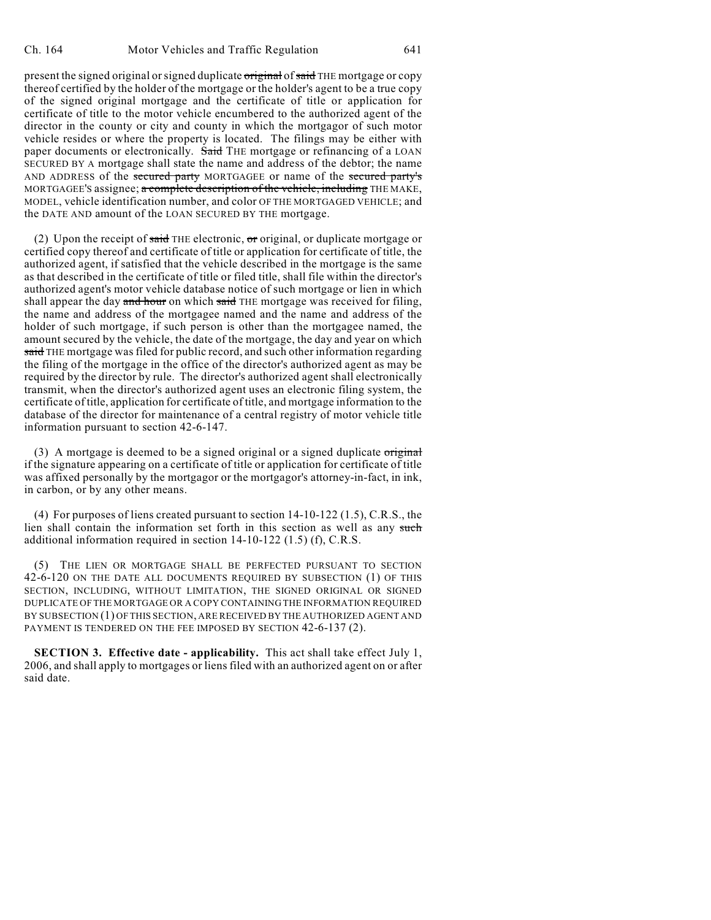present the signed original or signed duplicate ~~original~~ of ~~said~~ THE mortgage or copy thereof certified by the holder of the mortgage or the holder's agent to be a true copy of the signed original mortgage and the certificate of title or application for certificate of title to the motor vehicle encumbered to the authorized agent of the director in the county or city and county in which the mortgagor of such motor vehicle resides or where the property is located. The filings may be either with paper documents or electronically. ~~Said~~ THE mortgage or refinancing of a LOAN SECURED BY A mortgage shall state the name and address of the debtor; the name AND ADDRESS of the ~~secured party~~ MORTGAGEE or name of the ~~secured party's~~ MORTGAGEE'S assignee; ~~a complete description of the vehicle, including~~ THE MAKE, MODEL, vehicle identification number, and color OF THE MORTGAGED VEHICLE; and the DATE AND amount of the LOAN SECURED BY THE mortgage.

(2) Upon the receipt of ~~said~~ THE electronic, ~~or~~ original, or duplicate mortgage or certified copy thereof and certificate of title or application for certificate of title, the authorized agent, if satisfied that the vehicle described in the mortgage is the same as that described in the certificate of title or filed title, shall file within the director's authorized agent's motor vehicle database notice of such mortgage or lien in which shall appear the day ~~and hour~~ on which ~~said~~ THE mortgage was received for filing, the name and address of the mortgagee named and the name and address of the holder of such mortgage, if such person is other than the mortgagee named, the amount secured by the vehicle, the date of the mortgage, the day and year on which ~~said~~ THE mortgage was filed for public record, and such other information regarding the filing of the mortgage in the office of the director's authorized agent as may be required by the director by rule. The director's authorized agent shall electronically transmit, when the director's authorized agent uses an electronic filing system, the certificate of title, application for certificate of title, and mortgage information to the database of the director for maintenance of a central registry of motor vehicle title information pursuant to section 42-6-147.

(3) A mortgage is deemed to be a signed original or a signed duplicate ~~original~~ if the signature appearing on a certificate of title or application for certificate of title was affixed personally by the mortgagor or the mortgagor's attorney-in-fact, in ink, in carbon, or by any other means.

(4) For purposes of liens created pursuant to section 14-10-122 (1.5), C.R.S., the lien shall contain the information set forth in this section as well as any ~~such~~ additional information required in section 14-10-122 (1.5) (f), C.R.S.

(5) THE LIEN OR MORTGAGE SHALL BE PERFECTED PURSUANT TO SECTION 42-6-120 ON THE DATE ALL DOCUMENTS REQUIRED BY SUBSECTION (1) OF THIS SECTION, INCLUDING, WITHOUT LIMITATION, THE SIGNED ORIGINAL OR SIGNED DUPLICATE OF THE MORTGAGE OR A COPY CONTAINING THE INFORMATION REQUIRED BY SUBSECTION (1) OF THIS SECTION, ARE RECEIVED BY THE AUTHORIZED AGENT AND PAYMENT IS TENDERED ON THE FEE IMPOSED BY SECTION 42-6-137 (2).

**SECTION 3. Effective date - applicability.** This act shall take effect July 1, 2006, and shall apply to mortgages or liens filed with an authorized agent on or after said date.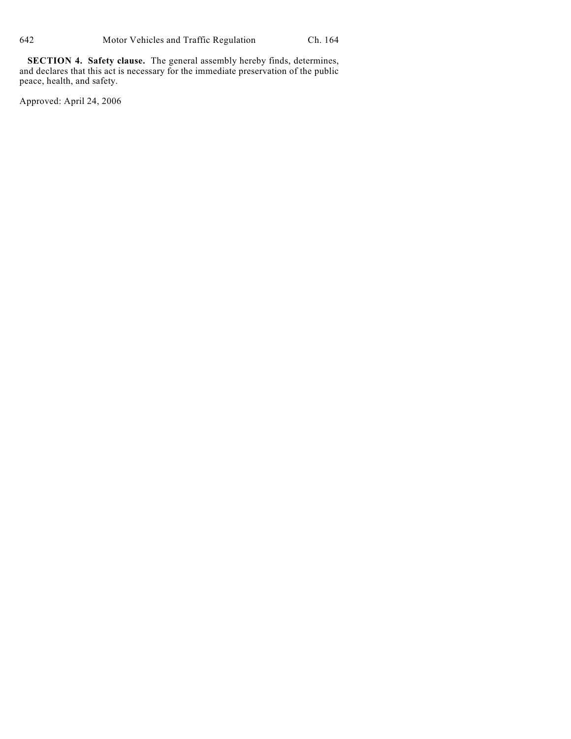**SECTION 4. Safety clause.** The general assembly hereby finds, determines, and declares that this act is necessary for the immediate preservation of the public peace, health, and safety.

Approved: April 24, 2006